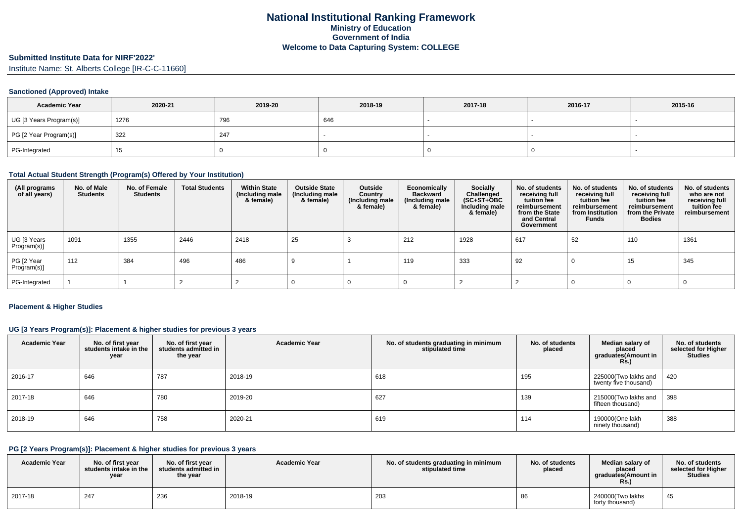# National Institutional Ranking Framework
## Ministry of Education
## Government of India
## Welcome to Data Capturing System: COLLEGE

**Submitted Institute Data for NIRF'2022'**

Institute Name: St. Alberts College [IR-C-C-11660]

### Sanctioned (Approved) Intake

| Academic Year | 2020-21 | 2019-20 | 2018-19 | 2017-18 | 2016-17 | 2015-16 |
|---|---|---|---|---|---|---|
| UG [3 Years Program(s)] | 1276 | 796 | 646 | - | - | - |
| PG [2 Year Program(s)] | 322 | 247 | - | - | - | - |
| PG-Integrated | 15 | 0 | 0 | 0 | 0 | - |

### Total Actual Student Strength (Program(s) Offered by Your Institution)

| (All programs of all years) | No. of Male Students | No. of Female Students | Total Students | Within State (Including male & female) | Outside State (Including male & female) | Outside Country (Including male & female) | Economically Backward (Including male & female) | Socially Challenged (SC+ST+OBC Including male & female) | No. of students receiving full tuition fee reimbursement from the State and Central Government | No. of students receiving full tuition fee reimbursement from Institution Funds | No. of students receiving full tuition fee reimbursement from the Private Bodies | No. of students who are not receiving full tuition fee reimbursement |
|---|---|---|---|---|---|---|---|---|---|---|---|---|
| UG [3 Years Program(s)] | 1091 | 1355 | 2446 | 2418 | 25 | 3 | 212 | 1928 | 617 | 52 | 110 | 1361 |
| PG [2 Year Program(s)] | 112 | 384 | 496 | 486 | 9 | 1 | 119 | 333 | 92 | 0 | 15 | 345 |
| PG-Integrated | 1 | 1 | 2 | 2 | 0 | 0 | 0 | 2 | 2 | 0 | 0 | 0 |

### Placement & Higher Studies

#### UG [3 Years Program(s)]: Placement & higher studies for previous 3 years

| Academic Year | No. of first year students intake in the year | No. of first year students admitted in the year | Academic Year | No. of students graduating in minimum stipulated time | No. of students placed | Median salary of placed graduates(Amount in Rs.) | No. of students selected for Higher Studies |
|---|---|---|---|---|---|---|---|
| 2016-17 | 646 | 787 | 2018-19 | 618 | 195 | 225000(Two lakhs and twenty five thousand) | 420 |
| 2017-18 | 646 | 780 | 2019-20 | 627 | 139 | 215000(Two lakhs and fifteen thousand) | 398 |
| 2018-19 | 646 | 758 | 2020-21 | 619 | 114 | 190000(One lakh ninety thousand) | 388 |

#### PG [2 Years Program(s)]: Placement & higher studies for previous 3 years

| Academic Year | No. of first year students intake in the year | No. of first year students admitted in the year | Academic Year | No. of students graduating in minimum stipulated time | No. of students placed | Median salary of placed graduates(Amount in Rs.) | No. of students selected for Higher Studies |
|---|---|---|---|---|---|---|---|
| 2017-18 | 247 | 236 | 2018-19 | 203 | 86 | 240000(Two lakhs forty thousand) | 45 |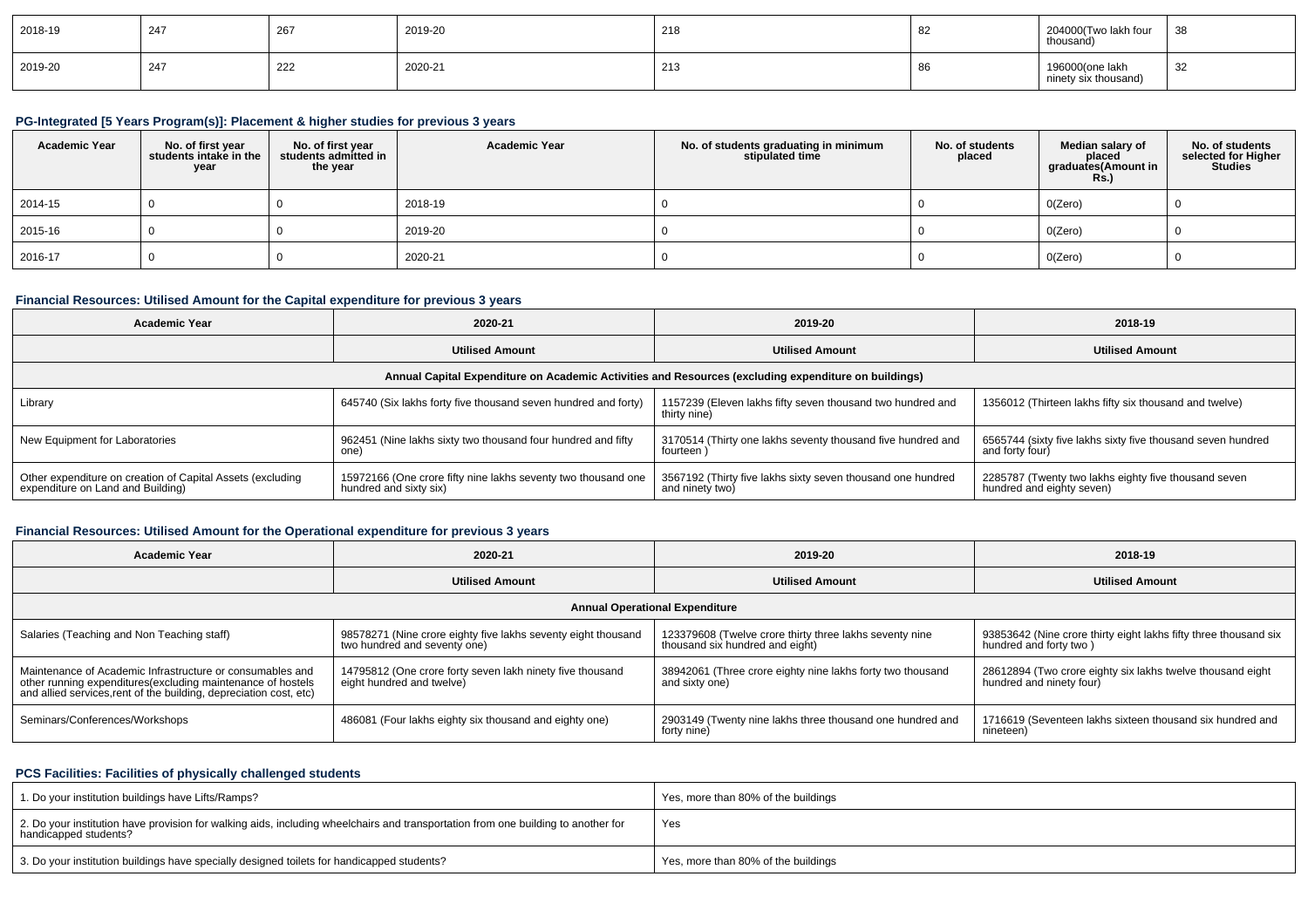| 2018-19 | 247 | 267 | 2019-20 | 218 | 82 | 204000(Two lakh four thousand) | 38 |
|---|---|---|---|---|---|---|---|
| 2019-20 | 247 | 222 | 2020-21 | 213 | 86 | 196000(one lakh ninety six thousand) | 32 |

### PG-Integrated [5 Years Program(s)]: Placement & higher studies for previous 3 years

| Academic Year | No. of first year students intake in the year | No. of first year students admitted in the year | Academic Year | No. of students graduating in minimum stipulated time | No. of students placed | Median salary of placed graduates(Amount in Rs.) | No. of students selected for Higher Studies |
|---|---|---|---|---|---|---|---|
| 2014-15 | 0 | 0 | 2018-19 | 0 | 0 | 0(Zero) | 0 |
| 2015-16 | 0 | 0 | 2019-20 | 0 | 0 | 0(Zero) | 0 |
| 2016-17 | 0 | 0 | 2020-21 | 0 | 0 | 0(Zero) | 0 |

### Financial Resources: Utilised Amount for the Capital expenditure for previous 3 years

| Academic Year | 2020-21 | 2019-20 | 2018-19 |
|---|---|---|---|
| | Utilised Amount | Utilised Amount | Utilised Amount |
| Annual Capital Expenditure on Academic Activities and Resources (excluding expenditure on buildings) | | | |
| Library | 645740 (Six lakhs forty five thousand seven hundred and forty) | 1157239 (Eleven lakhs fifty seven thousand two hundred and thirty nine) | 1356012 (Thirteen lakhs fifty six thousand and twelve) |
| New Equipment for Laboratories | 962451 (Nine lakhs sixty two thousand four hundred and fifty one) | 3170514 (Thirty one lakhs seventy thousand five hundred and fourteen ) | 6565744 (sixty five lakhs sixty five thousand seven hundred and forty four) |
| Other expenditure on creation of Capital Assets (excluding expenditure on Land and Building) | 15972166 (One crore fifty nine lakhs seventy two thousand one hundred and sixty six) | 3567192 (Thirty five lakhs sixty seven thousand one hundred and ninety two) | 2285787 (Twenty two lakhs eighty five thousand seven hundred and eighty seven) |

### Financial Resources: Utilised Amount for the Operational expenditure for previous 3 years

| Academic Year | 2020-21 | 2019-20 | 2018-19 |
|---|---|---|---|
| | Utilised Amount | Utilised Amount | Utilised Amount |
| Annual Operational Expenditure | | | |
| Salaries (Teaching and Non Teaching staff) | 98578271 (Nine crore eighty five lakhs seventy eight thousand two hundred and seventy one) | 123379608 (Twelve crore thirty three lakhs seventy nine thousand six hundred and eight) | 93853642 (Nine crore thirty eight lakhs fifty three thousand six hundred and forty two ) |
| Maintenance of Academic Infrastructure or consumables and other running expenditures(excluding maintenance of hostels and allied services,rent of the building, depreciation cost, etc) | 14795812 (One crore forty seven lakh ninety five thousand eight hundred and twelve) | 38942061 (Three crore eighty nine lakhs forty two thousand and sixty one) | 28612894 (Two crore eighty six lakhs twelve thousand eight hundred and ninety four) |
| Seminars/Conferences/Workshops | 486081 (Four lakhs eighty six thousand and eighty one) | 2903149 (Twenty nine lakhs three thousand one hundred and forty nine) | 1716619 (Seventeen lakhs sixteen thousand six hundred and nineteen) |

### PCS Facilities: Facilities of physically challenged students

| | |
|---|---|
| 1. Do your institution buildings have Lifts/Ramps? | Yes, more than 80% of the buildings |
| 2. Do your institution have provision for walking aids, including wheelchairs and transportation from one building to another for handicapped students? | Yes |
| 3. Do your institution buildings have specially designed toilets for handicapped students? | Yes, more than 80% of the buildings |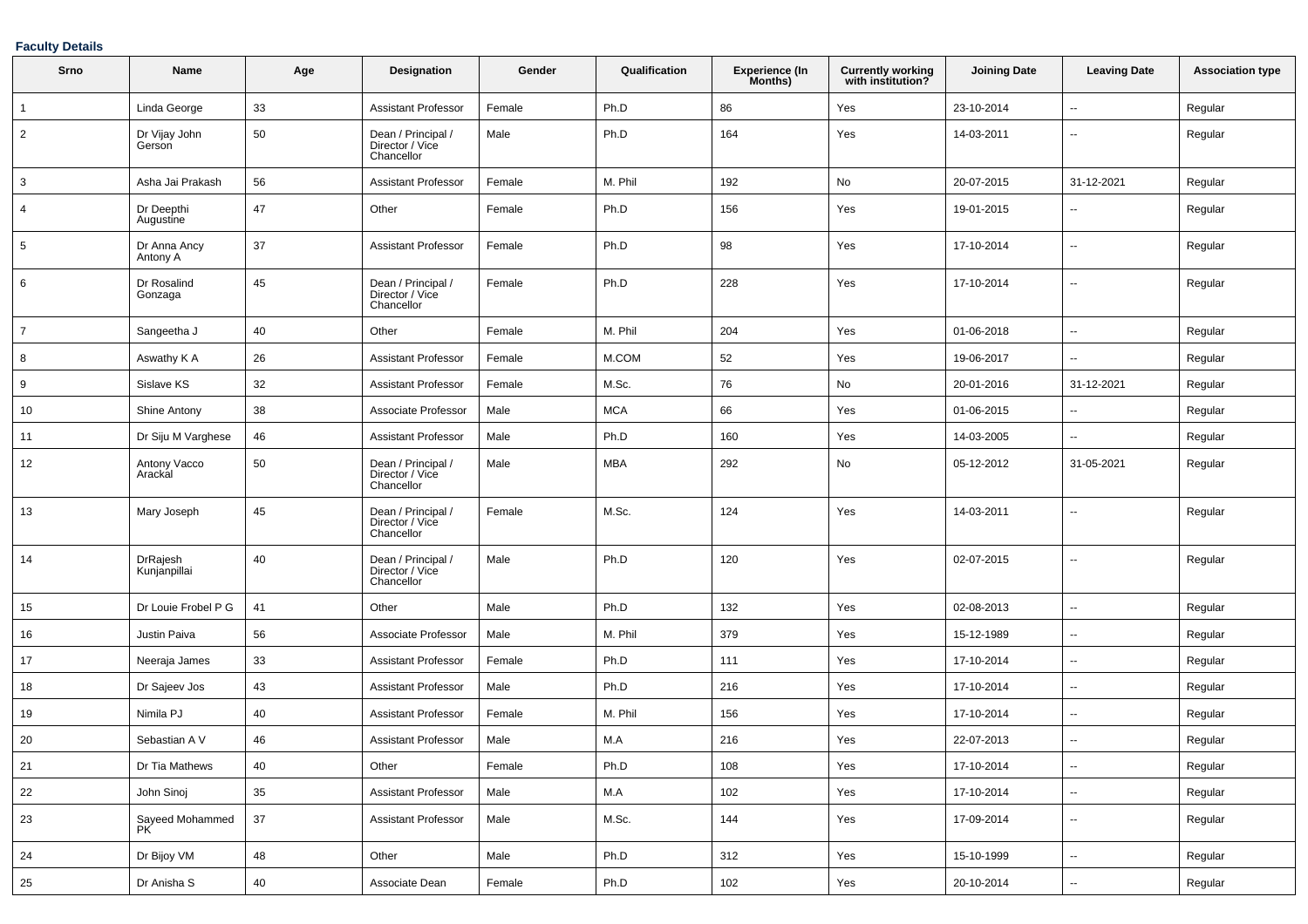**Faculty Details**

| Srno | Name | Age | Designation | Gender | Qualification | Experience (In Months) | Currently working with institution? | Joining Date | Leaving Date | Association type |
|---|---|---|---|---|---|---|---|---|---|---|
| 1 | Linda George | 33 | Assistant Professor | Female | Ph.D | 86 | Yes | 23-10-2014 | -- | Regular |
| 2 | Dr Vijay John Gerson | 50 | Dean / Principal / Director / Vice Chancellor | Male | Ph.D | 164 | Yes | 14-03-2011 | -- | Regular |
| 3 | Asha Jai Prakash | 56 | Assistant Professor | Female | M. Phil | 192 | No | 20-07-2015 | 31-12-2021 | Regular |
| 4 | Dr Deepthi Augustine | 47 | Other | Female | Ph.D | 156 | Yes | 19-01-2015 | -- | Regular |
| 5 | Dr Anna Ancy Antony A | 37 | Assistant Professor | Female | Ph.D | 98 | Yes | 17-10-2014 | -- | Regular |
| 6 | Dr Rosalind Gonzaga | 45 | Dean / Principal / Director / Vice Chancellor | Female | Ph.D | 228 | Yes | 17-10-2014 | -- | Regular |
| 7 | Sangeetha J | 40 | Other | Female | M. Phil | 204 | Yes | 01-06-2018 | -- | Regular |
| 8 | Aswathy K A | 26 | Assistant Professor | Female | M.COM | 52 | Yes | 19-06-2017 | -- | Regular |
| 9 | Sislave KS | 32 | Assistant Professor | Female | M.Sc. | 76 | No | 20-01-2016 | 31-12-2021 | Regular |
| 10 | Shine Antony | 38 | Associate Professor | Male | MCA | 66 | Yes | 01-06-2015 | -- | Regular |
| 11 | Dr Siju M Varghese | 46 | Assistant Professor | Male | Ph.D | 160 | Yes | 14-03-2005 | -- | Regular |
| 12 | Antony Vacco Arackal | 50 | Dean / Principal / Director / Vice Chancellor | Male | MBA | 292 | No | 05-12-2012 | 31-05-2021 | Regular |
| 13 | Mary Joseph | 45 | Dean / Principal / Director / Vice Chancellor | Female | M.Sc. | 124 | Yes | 14-03-2011 | -- | Regular |
| 14 | DrRajesh Kunjanpillai | 40 | Dean / Principal / Director / Vice Chancellor | Male | Ph.D | 120 | Yes | 02-07-2015 | -- | Regular |
| 15 | Dr Louie Frobel P G | 41 | Other | Male | Ph.D | 132 | Yes | 02-08-2013 | -- | Regular |
| 16 | Justin Paiva | 56 | Associate Professor | Male | M. Phil | 379 | Yes | 15-12-1989 | -- | Regular |
| 17 | Neeraja James | 33 | Assistant Professor | Female | Ph.D | 111 | Yes | 17-10-2014 | -- | Regular |
| 18 | Dr Sajeev Jos | 43 | Assistant Professor | Male | Ph.D | 216 | Yes | 17-10-2014 | -- | Regular |
| 19 | Nimila PJ | 40 | Assistant Professor | Female | M. Phil | 156 | Yes | 17-10-2014 | -- | Regular |
| 20 | Sebastian A V | 46 | Assistant Professor | Male | M.A | 216 | Yes | 22-07-2013 | -- | Regular |
| 21 | Dr Tia Mathews | 40 | Other | Female | Ph.D | 108 | Yes | 17-10-2014 | -- | Regular |
| 22 | John Sinoj | 35 | Assistant Professor | Male | M.A | 102 | Yes | 17-10-2014 | -- | Regular |
| 23 | Sayeed Mohammed PK | 37 | Assistant Professor | Male | M.Sc. | 144 | Yes | 17-09-2014 | -- | Regular |
| 24 | Dr Bijoy VM | 48 | Other | Male | Ph.D | 312 | Yes | 15-10-1999 | -- | Regular |
| 25 | Dr Anisha S | 40 | Associate Dean | Female | Ph.D | 102 | Yes | 20-10-2014 | -- | Regular |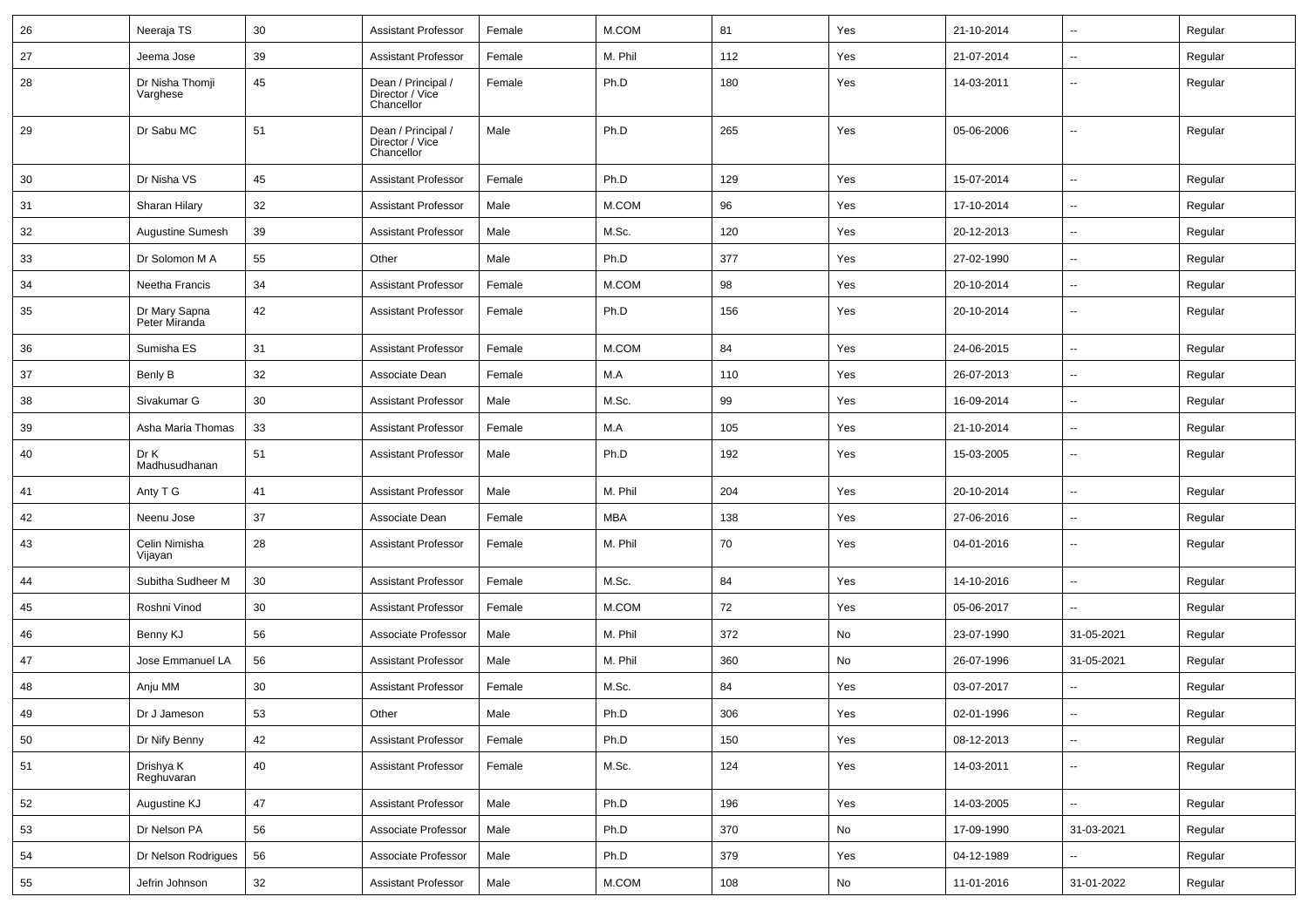| 26 | Neeraja TS | 30 | Assistant Professor | Female | M.COM | 81 | Yes | 21-10-2014 | -- | Regular |
|---|---|---|---|---|---|---|---|---|---|---|
| 27 | Jeema Jose | 39 | Assistant Professor | Female | M. Phil | 112 | Yes | 21-07-2014 | -- | Regular |
| 28 | Dr Nisha Thomji Varghese | 45 | Dean / Principal / Director / Vice Chancellor | Female | Ph.D | 180 | Yes | 14-03-2011 | -- | Regular |
| 29 | Dr Sabu MC | 51 | Dean / Principal / Director / Vice Chancellor | Male | Ph.D | 265 | Yes | 05-06-2006 | -- | Regular |
| 30 | Dr Nisha VS | 45 | Assistant Professor | Female | Ph.D | 129 | Yes | 15-07-2014 | -- | Regular |
| 31 | Sharan Hilary | 32 | Assistant Professor | Male | M.COM | 96 | Yes | 17-10-2014 | -- | Regular |
| 32 | Augustine Sumesh | 39 | Assistant Professor | Male | M.Sc. | 120 | Yes | 20-12-2013 | -- | Regular |
| 33 | Dr Solomon M A | 55 | Other | Male | Ph.D | 377 | Yes | 27-02-1990 | -- | Regular |
| 34 | Neetha Francis | 34 | Assistant Professor | Female | M.COM | 98 | Yes | 20-10-2014 | -- | Regular |
| 35 | Dr Mary Sapna Peter Miranda | 42 | Assistant Professor | Female | Ph.D | 156 | Yes | 20-10-2014 | -- | Regular |
| 36 | Sumisha ES | 31 | Assistant Professor | Female | M.COM | 84 | Yes | 24-06-2015 | -- | Regular |
| 37 | Benly B | 32 | Associate Dean | Female | M.A | 110 | Yes | 26-07-2013 | -- | Regular |
| 38 | Sivakumar G | 30 | Assistant Professor | Male | M.Sc. | 99 | Yes | 16-09-2014 | -- | Regular |
| 39 | Asha Maria Thomas | 33 | Assistant Professor | Female | M.A | 105 | Yes | 21-10-2014 | -- | Regular |
| 40 | Dr K Madhusudhanan | 51 | Assistant Professor | Male | Ph.D | 192 | Yes | 15-03-2005 | -- | Regular |
| 41 | Anty T G | 41 | Assistant Professor | Male | M. Phil | 204 | Yes | 20-10-2014 | -- | Regular |
| 42 | Neenu Jose | 37 | Associate Dean | Female | MBA | 138 | Yes | 27-06-2016 | -- | Regular |
| 43 | Celin Nimisha Vijayan | 28 | Assistant Professor | Female | M. Phil | 70 | Yes | 04-01-2016 | -- | Regular |
| 44 | Subitha Sudheer M | 30 | Assistant Professor | Female | M.Sc. | 84 | Yes | 14-10-2016 | -- | Regular |
| 45 | Roshni Vinod | 30 | Assistant Professor | Female | M.COM | 72 | Yes | 05-06-2017 | -- | Regular |
| 46 | Benny KJ | 56 | Associate Professor | Male | M. Phil | 372 | No | 23-07-1990 | 31-05-2021 | Regular |
| 47 | Jose Emmanuel LA | 56 | Assistant Professor | Male | M. Phil | 360 | No | 26-07-1996 | 31-05-2021 | Regular |
| 48 | Anju MM | 30 | Assistant Professor | Female | M.Sc. | 84 | Yes | 03-07-2017 | -- | Regular |
| 49 | Dr J Jameson | 53 | Other | Male | Ph.D | 306 | Yes | 02-01-1996 | -- | Regular |
| 50 | Dr Nify Benny | 42 | Assistant Professor | Female | Ph.D | 150 | Yes | 08-12-2013 | -- | Regular |
| 51 | Drishya K Reghuvaran | 40 | Assistant Professor | Female | M.Sc. | 124 | Yes | 14-03-2011 | -- | Regular |
| 52 | Augustine KJ | 47 | Assistant Professor | Male | Ph.D | 196 | Yes | 14-03-2005 | -- | Regular |
| 53 | Dr Nelson PA | 56 | Associate Professor | Male | Ph.D | 370 | No | 17-09-1990 | 31-03-2021 | Regular |
| 54 | Dr Nelson Rodrigues | 56 | Associate Professor | Male | Ph.D | 379 | Yes | 04-12-1989 | -- | Regular |
| 55 | Jefrin Johnson | 32 | Assistant Professor | Male | M.COM | 108 | No | 11-01-2016 | 31-01-2022 | Regular |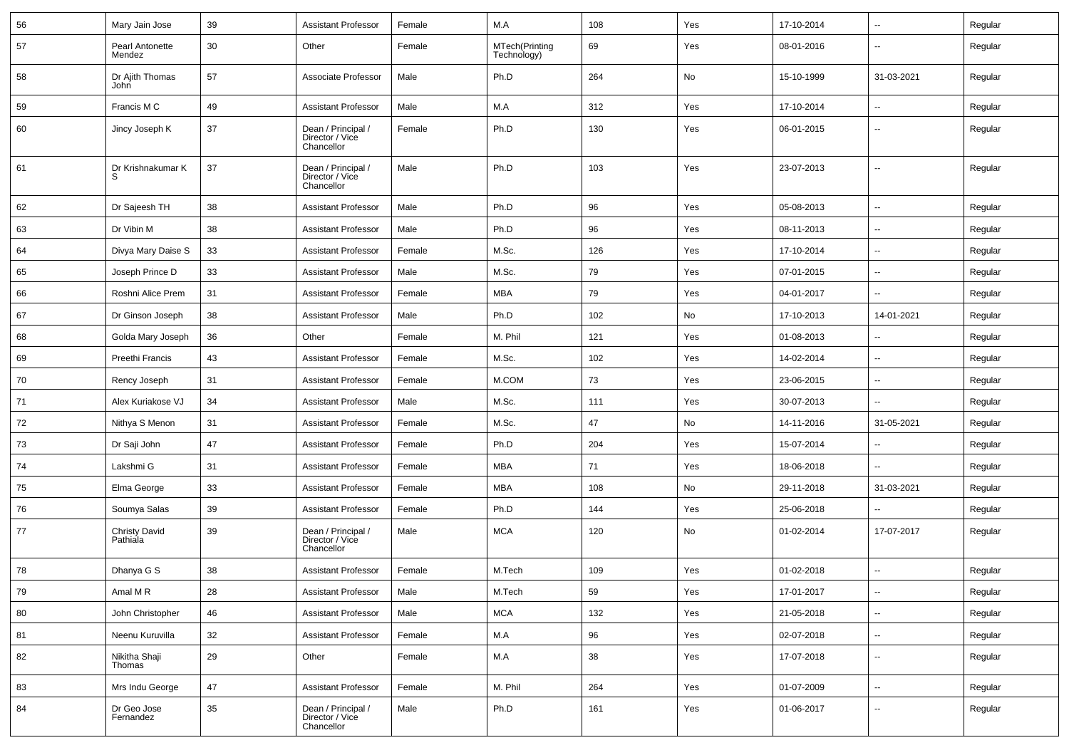| 56 | Mary Jain Jose | 39 | Assistant Professor | Female | M.A | 108 | Yes | 17-10-2014 | -- | Regular |
|---|---|---|---|---|---|---|---|---|---|---|
| 57 | Pearl Antonette Mendez | 30 | Other | Female | MTech(Printing Technology) | 69 | Yes | 08-01-2016 | -- | Regular |
| 58 | Dr Ajith Thomas John | 57 | Associate Professor | Male | Ph.D | 264 | No | 15-10-1999 | 31-03-2021 | Regular |
| 59 | Francis M C | 49 | Assistant Professor | Male | M.A | 312 | Yes | 17-10-2014 | -- | Regular |
| 60 | Jincy Joseph K | 37 | Dean / Principal / Director / Vice Chancellor | Female | Ph.D | 130 | Yes | 06-01-2015 | -- | Regular |
| 61 | Dr Krishnakumar K S | 37 | Dean / Principal / Director / Vice Chancellor | Male | Ph.D | 103 | Yes | 23-07-2013 | -- | Regular |
| 62 | Dr Sajeesh TH | 38 | Assistant Professor | Male | Ph.D | 96 | Yes | 05-08-2013 | -- | Regular |
| 63 | Dr Vibin M | 38 | Assistant Professor | Male | Ph.D | 96 | Yes | 08-11-2013 | -- | Regular |
| 64 | Divya Mary Daise S | 33 | Assistant Professor | Female | M.Sc. | 126 | Yes | 17-10-2014 | -- | Regular |
| 65 | Joseph Prince D | 33 | Assistant Professor | Male | M.Sc. | 79 | Yes | 07-01-2015 | -- | Regular |
| 66 | Roshni Alice Prem | 31 | Assistant Professor | Female | MBA | 79 | Yes | 04-01-2017 | -- | Regular |
| 67 | Dr Ginson Joseph | 38 | Assistant Professor | Male | Ph.D | 102 | No | 17-10-2013 | 14-01-2021 | Regular |
| 68 | Golda Mary Joseph | 36 | Other | Female | M. Phil | 121 | Yes | 01-08-2013 | -- | Regular |
| 69 | Preethi Francis | 43 | Assistant Professor | Female | M.Sc. | 102 | Yes | 14-02-2014 | -- | Regular |
| 70 | Rency Joseph | 31 | Assistant Professor | Female | M.COM | 73 | Yes | 23-06-2015 | -- | Regular |
| 71 | Alex Kuriakose VJ | 34 | Assistant Professor | Male | M.Sc. | 111 | Yes | 30-07-2013 | -- | Regular |
| 72 | Nithya S Menon | 31 | Assistant Professor | Female | M.Sc. | 47 | No | 14-11-2016 | 31-05-2021 | Regular |
| 73 | Dr Saji John | 47 | Assistant Professor | Female | Ph.D | 204 | Yes | 15-07-2014 | -- | Regular |
| 74 | Lakshmi G | 31 | Assistant Professor | Female | MBA | 71 | Yes | 18-06-2018 | -- | Regular |
| 75 | Elma George | 33 | Assistant Professor | Female | MBA | 108 | No | 29-11-2018 | 31-03-2021 | Regular |
| 76 | Soumya Salas | 39 | Assistant Professor | Female | Ph.D | 144 | Yes | 25-06-2018 | -- | Regular |
| 77 | Christy David Pathiala | 39 | Dean / Principal / Director / Vice Chancellor | Male | MCA | 120 | No | 01-02-2014 | 17-07-2017 | Regular |
| 78 | Dhanya G S | 38 | Assistant Professor | Female | M.Tech | 109 | Yes | 01-02-2018 | -- | Regular |
| 79 | Amal M R | 28 | Assistant Professor | Male | M.Tech | 59 | Yes | 17-01-2017 | -- | Regular |
| 80 | John Christopher | 46 | Assistant Professor | Male | MCA | 132 | Yes | 21-05-2018 | -- | Regular |
| 81 | Neenu Kuruvilla | 32 | Assistant Professor | Female | M.A | 96 | Yes | 02-07-2018 | -- | Regular |
| 82 | Nikitha Shaji Thomas | 29 | Other | Female | M.A | 38 | Yes | 17-07-2018 | -- | Regular |
| 83 | Mrs Indu George | 47 | Assistant Professor | Female | M. Phil | 264 | Yes | 01-07-2009 | -- | Regular |
| 84 | Dr Geo Jose Fernandez | 35 | Dean / Principal / Director / Vice Chancellor | Male | Ph.D | 161 | Yes | 01-06-2017 | -- | Regular |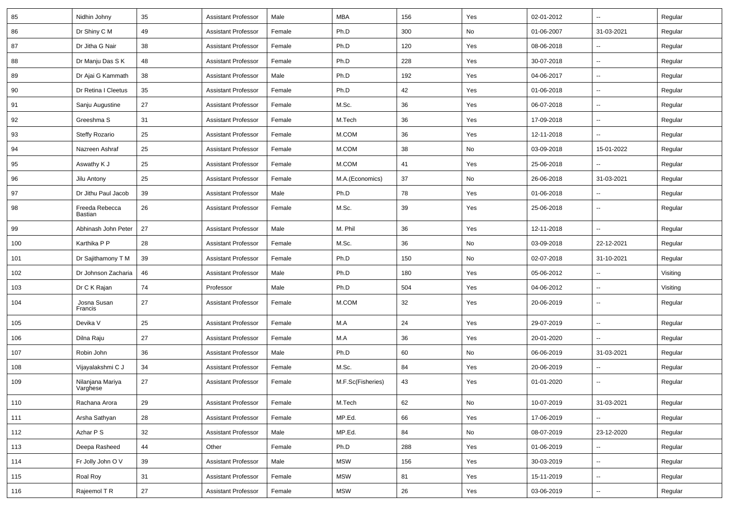| | | | | | | | | | | |
|---|---|---|---|---|---|---|---|---|---|---|
| 85 | Nidhin Johny | 35 | Assistant Professor | Male | MBA | 156 | Yes | 02-01-2012 | -- | Regular |
| 86 | Dr Shiny C M | 49 | Assistant Professor | Female | Ph.D | 300 | No | 01-06-2007 | 31-03-2021 | Regular |
| 87 | Dr Jitha G Nair | 38 | Assistant Professor | Female | Ph.D | 120 | Yes | 08-06-2018 | -- | Regular |
| 88 | Dr Manju Das S K | 48 | Assistant Professor | Female | Ph.D | 228 | Yes | 30-07-2018 | -- | Regular |
| 89 | Dr Ajai G Kammath | 38 | Assistant Professor | Male | Ph.D | 192 | Yes | 04-06-2017 | -- | Regular |
| 90 | Dr Retina I Cleetus | 35 | Assistant Professor | Female | Ph.D | 42 | Yes | 01-06-2018 | -- | Regular |
| 91 | Sanju Augustine | 27 | Assistant Professor | Female | M.Sc. | 36 | Yes | 06-07-2018 | -- | Regular |
| 92 | Greeshma S | 31 | Assistant Professor | Female | M.Tech | 36 | Yes | 17-09-2018 | -- | Regular |
| 93 | Steffy Rozario | 25 | Assistant Professor | Female | M.COM | 36 | Yes | 12-11-2018 | -- | Regular |
| 94 | Nazreen Ashraf | 25 | Assistant Professor | Female | M.COM | 38 | No | 03-09-2018 | 15-01-2022 | Regular |
| 95 | Aswathy K J | 25 | Assistant Professor | Female | M.COM | 41 | Yes | 25-06-2018 | -- | Regular |
| 96 | Jilu Antony | 25 | Assistant Professor | Female | M.A.(Economics) | 37 | No | 26-06-2018 | 31-03-2021 | Regular |
| 97 | Dr Jithu Paul Jacob | 39 | Assistant Professor | Male | Ph.D | 78 | Yes | 01-06-2018 | -- | Regular |
| 98 | Freeda Rebecca Bastian | 26 | Assistant Professor | Female | M.Sc. | 39 | Yes | 25-06-2018 | -- | Regular |
| 99 | Abhinash John Peter | 27 | Assistant Professor | Male | M. Phil | 36 | Yes | 12-11-2018 | -- | Regular |
| 100 | Karthika P P | 28 | Assistant Professor | Female | M.Sc. | 36 | No | 03-09-2018 | 22-12-2021 | Regular |
| 101 | Dr Sajithamony T M | 39 | Assistant Professor | Female | Ph.D | 150 | No | 02-07-2018 | 31-10-2021 | Regular |
| 102 | Dr Johnson Zacharia | 46 | Assistant Professor | Male | Ph.D | 180 | Yes | 05-06-2012 | -- | Visiting |
| 103 | Dr C K Rajan | 74 | Professor | Male | Ph.D | 504 | Yes | 04-06-2012 | -- | Visiting |
| 104 | Josna Susan Francis | 27 | Assistant Professor | Female | M.COM | 32 | Yes | 20-06-2019 | -- | Regular |
| 105 | Devika V | 25 | Assistant Professor | Female | M.A | 24 | Yes | 29-07-2019 | -- | Regular |
| 106 | Dilna Raju | 27 | Assistant Professor | Female | M.A | 36 | Yes | 20-01-2020 | -- | Regular |
| 107 | Robin John | 36 | Assistant Professor | Male | Ph.D | 60 | No | 06-06-2019 | 31-03-2021 | Regular |
| 108 | Vijayalakshmi C J | 34 | Assistant Professor | Female | M.Sc. | 84 | Yes | 20-06-2019 | -- | Regular |
| 109 | Nilanjana Mariya Varghese | 27 | Assistant Professor | Female | M.F.Sc(Fisheries) | 43 | Yes | 01-01-2020 | -- | Regular |
| 110 | Rachana Arora | 29 | Assistant Professor | Female | M.Tech | 62 | No | 10-07-2019 | 31-03-2021 | Regular |
| 111 | Arsha Sathyan | 28 | Assistant Professor | Female | MP.Ed. | 66 | Yes | 17-06-2019 | -- | Regular |
| 112 | Azhar P S | 32 | Assistant Professor | Male | MP.Ed. | 84 | No | 08-07-2019 | 23-12-2020 | Regular |
| 113 | Deepa Rasheed | 44 | Other | Female | Ph.D | 288 | Yes | 01-06-2019 | -- | Regular |
| 114 | Fr Jolly John O V | 39 | Assistant Professor | Male | MSW | 156 | Yes | 30-03-2019 | -- | Regular |
| 115 | Roal Roy | 31 | Assistant Professor | Female | MSW | 81 | Yes | 15-11-2019 | -- | Regular |
| 116 | Rajeemol T R | 27 | Assistant Professor | Female | MSW | 26 | Yes | 03-06-2019 | -- | Regular |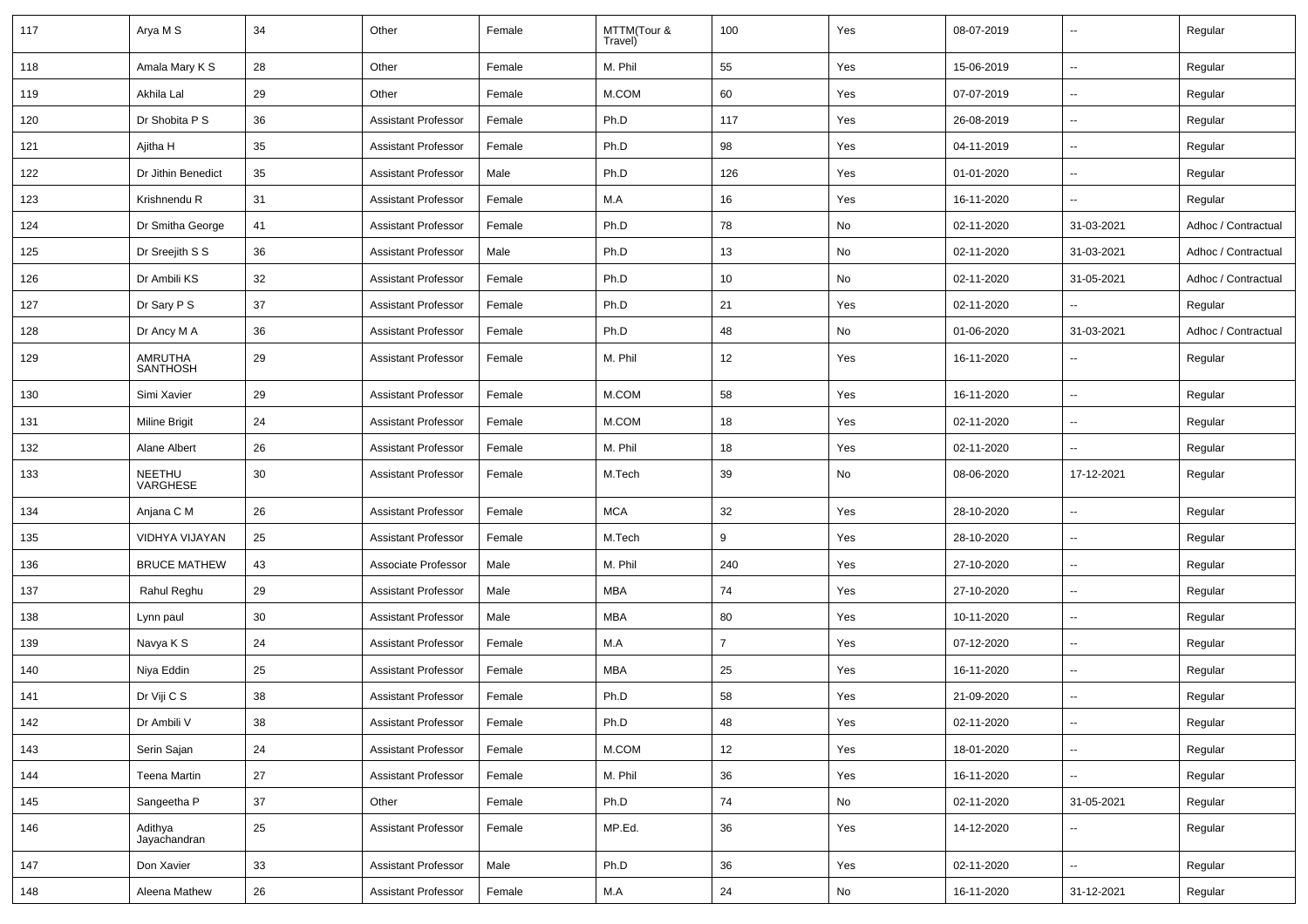| 117 | Arya M S | 34 | Other | Female | MTTM(Tour & Travel) | 100 | Yes | 08-07-2019 | -- | Regular |
|---|---|---|---|---|---|---|---|---|---|---|
| 118 | Amala Mary K S | 28 | Other | Female | M. Phil | 55 | Yes | 15-06-2019 | -- | Regular |
| 119 | Akhila Lal | 29 | Other | Female | M.COM | 60 | Yes | 07-07-2019 | -- | Regular |
| 120 | Dr Shobita P S | 36 | Assistant Professor | Female | Ph.D | 117 | Yes | 26-08-2019 | -- | Regular |
| 121 | Ajitha H | 35 | Assistant Professor | Female | Ph.D | 98 | Yes | 04-11-2019 | -- | Regular |
| 122 | Dr Jithin Benedict | 35 | Assistant Professor | Male | Ph.D | 126 | Yes | 01-01-2020 | -- | Regular |
| 123 | Krishnendu R | 31 | Assistant Professor | Female | M.A | 16 | Yes | 16-11-2020 | -- | Regular |
| 124 | Dr Smitha George | 41 | Assistant Professor | Female | Ph.D | 78 | No | 02-11-2020 | 31-03-2021 | Adhoc / Contractual |
| 125 | Dr Sreejith S S | 36 | Assistant Professor | Male | Ph.D | 13 | No | 02-11-2020 | 31-03-2021 | Adhoc / Contractual |
| 126 | Dr Ambili KS | 32 | Assistant Professor | Female | Ph.D | 10 | No | 02-11-2020 | 31-05-2021 | Adhoc / Contractual |
| 127 | Dr Sary P S | 37 | Assistant Professor | Female | Ph.D | 21 | Yes | 02-11-2020 | -- | Regular |
| 128 | Dr Ancy M A | 36 | Assistant Professor | Female | Ph.D | 48 | No | 01-06-2020 | 31-03-2021 | Adhoc / Contractual |
| 129 | AMRUTHA SANTHOSH | 29 | Assistant Professor | Female | M. Phil | 12 | Yes | 16-11-2020 | -- | Regular |
| 130 | Simi Xavier | 29 | Assistant Professor | Female | M.COM | 58 | Yes | 16-11-2020 | -- | Regular |
| 131 | Miline Brigit | 24 | Assistant Professor | Female | M.COM | 18 | Yes | 02-11-2020 | -- | Regular |
| 132 | Alane Albert | 26 | Assistant Professor | Female | M. Phil | 18 | Yes | 02-11-2020 | -- | Regular |
| 133 | NEETHU VARGHESE | 30 | Assistant Professor | Female | M.Tech | 39 | No | 08-06-2020 | 17-12-2021 | Regular |
| 134 | Anjana C M | 26 | Assistant Professor | Female | MCA | 32 | Yes | 28-10-2020 | -- | Regular |
| 135 | VIDHYA VIJAYAN | 25 | Assistant Professor | Female | M.Tech | 9 | Yes | 28-10-2020 | -- | Regular |
| 136 | BRUCE MATHEW | 43 | Associate Professor | Male | M. Phil | 240 | Yes | 27-10-2020 | -- | Regular |
| 137 | Rahul Reghu | 29 | Assistant Professor | Male | MBA | 74 | Yes | 27-10-2020 | -- | Regular |
| 138 | Lynn paul | 30 | Assistant Professor | Male | MBA | 80 | Yes | 10-11-2020 | -- | Regular |
| 139 | Navya K S | 24 | Assistant Professor | Female | M.A | 7 | Yes | 07-12-2020 | -- | Regular |
| 140 | Niya Eddin | 25 | Assistant Professor | Female | MBA | 25 | Yes | 16-11-2020 | -- | Regular |
| 141 | Dr Viji C S | 38 | Assistant Professor | Female | Ph.D | 58 | Yes | 21-09-2020 | -- | Regular |
| 142 | Dr Ambili V | 38 | Assistant Professor | Female | Ph.D | 48 | Yes | 02-11-2020 | -- | Regular |
| 143 | Serin Sajan | 24 | Assistant Professor | Female | M.COM | 12 | Yes | 18-01-2020 | -- | Regular |
| 144 | Teena Martin | 27 | Assistant Professor | Female | M. Phil | 36 | Yes | 16-11-2020 | -- | Regular |
| 145 | Sangeetha P | 37 | Other | Female | Ph.D | 74 | No | 02-11-2020 | 31-05-2021 | Regular |
| 146 | Adithya Jayachandran | 25 | Assistant Professor | Female | MP.Ed. | 36 | Yes | 14-12-2020 | -- | Regular |
| 147 | Don Xavier | 33 | Assistant Professor | Male | Ph.D | 36 | Yes | 02-11-2020 | -- | Regular |
| 148 | Aleena Mathew | 26 | Assistant Professor | Female | M.A | 24 | No | 16-11-2020 | 31-12-2021 | Regular |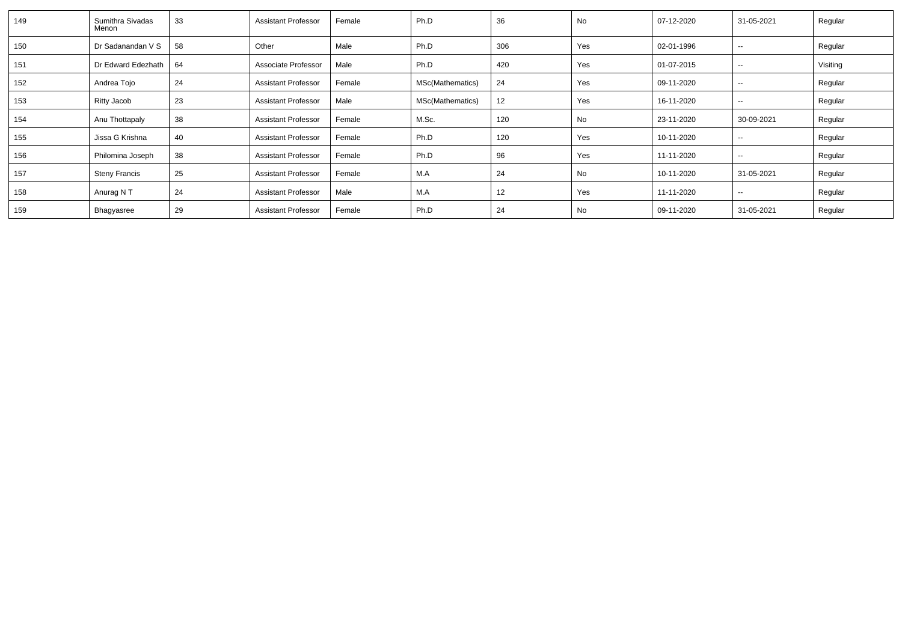| | | | | | | | | | | |
|---|---|---|---|---|---|---|---|---|---|---|
| 149 | Sumithra Sivadas Menon | 33 | Assistant Professor | Female | Ph.D | 36 | No | 07-12-2020 | 31-05-2021 | Regular |
| 150 | Dr Sadanandan V S | 58 | Other | Male | Ph.D | 306 | Yes | 02-01-1996 | -- | Regular |
| 151 | Dr Edward Edezhath | 64 | Associate Professor | Male | Ph.D | 420 | Yes | 01-07-2015 | -- | Visiting |
| 152 | Andrea Tojo | 24 | Assistant Professor | Female | MSc(Mathematics) | 24 | Yes | 09-11-2020 | -- | Regular |
| 153 | Ritty Jacob | 23 | Assistant Professor | Male | MSc(Mathematics) | 12 | Yes | 16-11-2020 | -- | Regular |
| 154 | Anu Thottapaly | 38 | Assistant Professor | Female | M.Sc. | 120 | No | 23-11-2020 | 30-09-2021 | Regular |
| 155 | Jissa G Krishna | 40 | Assistant Professor | Female | Ph.D | 120 | Yes | 10-11-2020 | -- | Regular |
| 156 | Philomina Joseph | 38 | Assistant Professor | Female | Ph.D | 96 | Yes | 11-11-2020 | -- | Regular |
| 157 | Steny Francis | 25 | Assistant Professor | Female | M.A | 24 | No | 10-11-2020 | 31-05-2021 | Regular |
| 158 | Anurag N T | 24 | Assistant Professor | Male | M.A | 12 | Yes | 11-11-2020 | -- | Regular |
| 159 | Bhagyasree | 29 | Assistant Professor | Female | Ph.D | 24 | No | 09-11-2020 | 31-05-2021 | Regular |